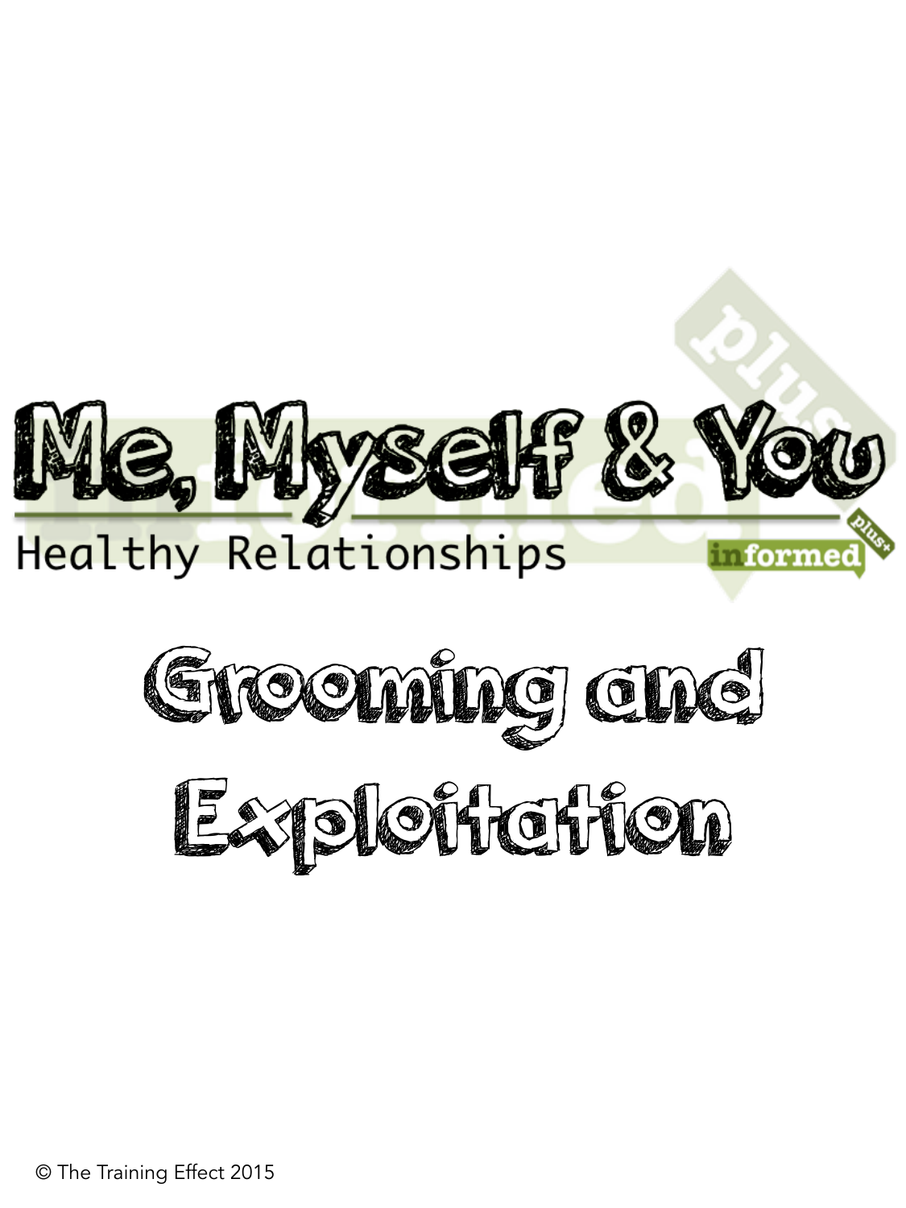# Me, Myself & You

Healthy Relationships

informed plus+

## Grooming and Exploitation

© The Training Effect 2015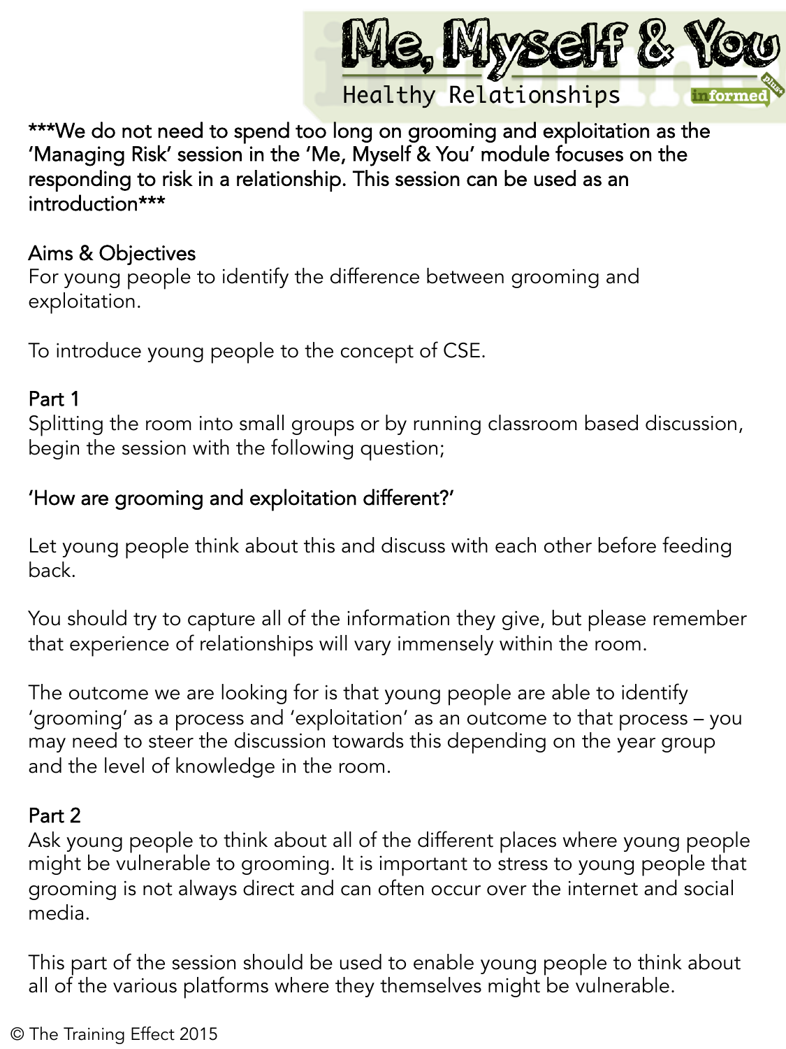***We do not need to spend too long on grooming and exploitation as the 'Managing Risk' session in the 'Me, Myself & You' module focuses on the responding to risk in a relationship. This session can be used as an introduction***

## Aims & Objectives

For young people to identify the difference between grooming and exploitation.

To introduce young people to the concept of CSE.

## Part 1

Splitting the room into small groups or by running classroom based discussion, begin the session with the following question;

'How are grooming and exploitation different?'

Let young people think about this and discuss with each other before feeding back.

You should try to capture all of the information they give, but please remember that experience of relationships will vary immensely within the room.

The outcome we are looking for is that young people are able to identify 'grooming' as a process and 'exploitation' as an outcome to that process – you may need to steer the discussion towards this depending on the year group and the level of knowledge in the room.

## Part 2

Ask young people to think about all of the different places where young people might be vulnerable to grooming. It is important to stress to young people that grooming is not always direct and can often occur over the internet and social media.

This part of the session should be used to enable young people to think about all of the various platforms where they themselves might be vulnerable.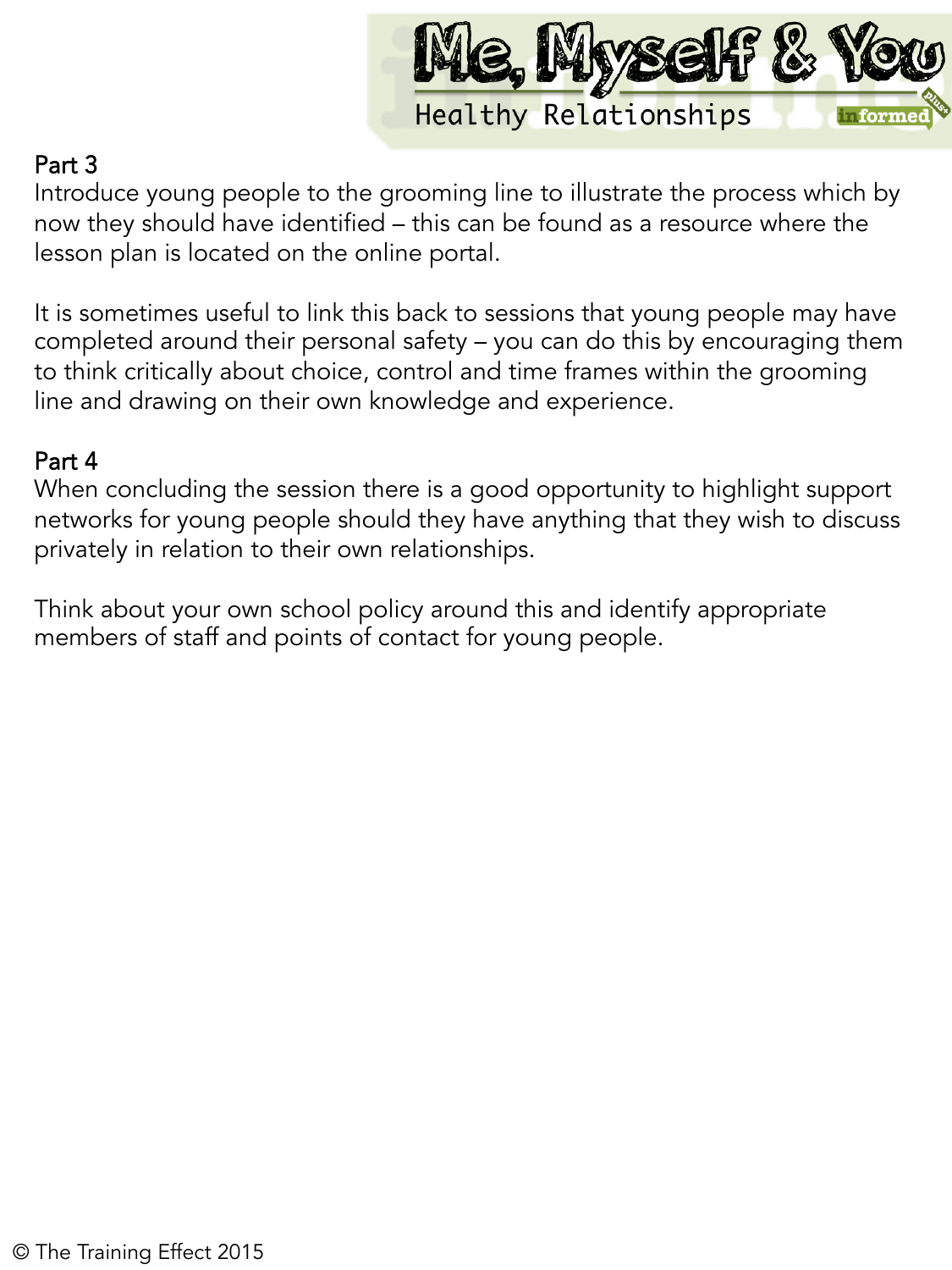## Part 3

Introduce young people to the grooming line to illustrate the process which by now they should have identified – this can be found as a resource where the lesson plan is located on the online portal.

It is sometimes useful to link this back to sessions that young people may have completed around their personal safety – you can do this by encouraging them to think critically about choice, control and time frames within the grooming line and drawing on their own knowledge and experience.

## Part 4

When concluding the session there is a good opportunity to highlight support networks for young people should they have anything that they wish to discuss privately in relation to their own relationships.

Think about your own school policy around this and identify appropriate members of staff and points of contact for young people.